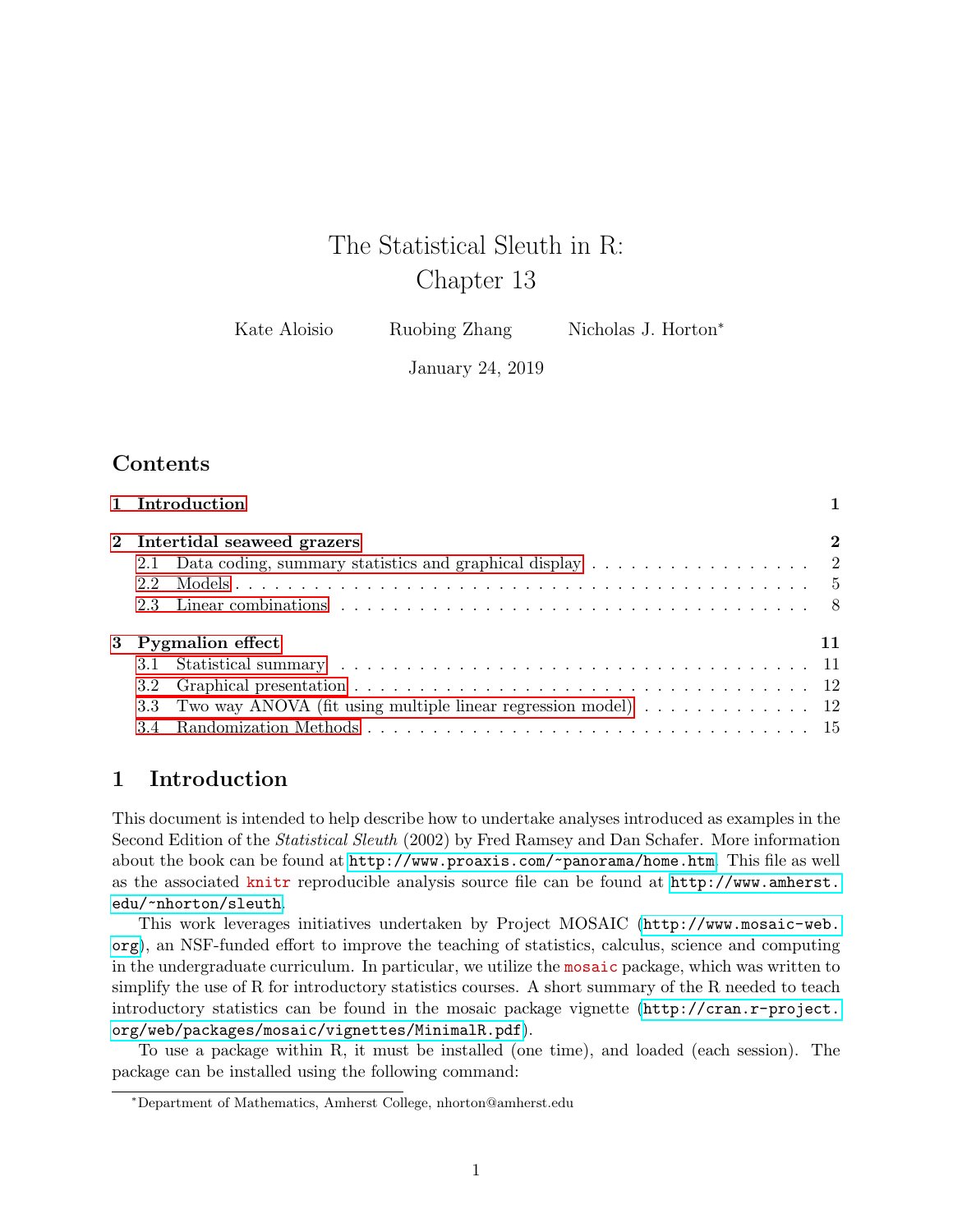# The Statistical Sleuth in R: Chapter 13

Kate Aloisio  Ruobing Zhang  Nicholas J. Horton[*]

January 24, 2019

## Contents

- 1 Introduction 1
- 2 Intertidal seaweed grazers 2
  - 2.1 Data coding, summary statistics and graphical display 2
  - 2.2 Models 5
  - 2.3 Linear combinations 8
- 3 Pygmalion effect 11
  - 3.1 Statistical summary 11
  - 3.2 Graphical presentation 12
  - 3.3 Two way ANOVA (fit using multiple linear regression model) 12
  - 3.4 Randomization Methods 15

## 1 Introduction

This document is intended to help describe how to undertake analyses introduced as examples in the Second Edition of the *Statistical Sleuth* (2002) by Fred Ramsey and Dan Schafer. More information about the book can be found at `http://www.proaxis.com/~panorama/home.htm`. This file as well as the associated `knitr` reproducible analysis source file can be found at `http://www.amherst.edu/~nhorton/sleuth`.

This work leverages initiatives undertaken by Project MOSAIC (`http://www.mosaic-web.org`), an NSF-funded effort to improve the teaching of statistics, calculus, science and computing in the undergraduate curriculum. In particular, we utilize the `mosaic` package, which was written to simplify the use of R for introductory statistics courses. A short summary of the R needed to teach introductory statistics can be found in the mosaic package vignette (`http://cran.r-project.org/web/packages/mosaic/vignettes/MinimalR.pdf`).

To use a package within R, it must be installed (one time), and loaded (each session). The package can be installed using the following command:

[*]Department of Mathematics, Amherst College, nhorton@amherst.edu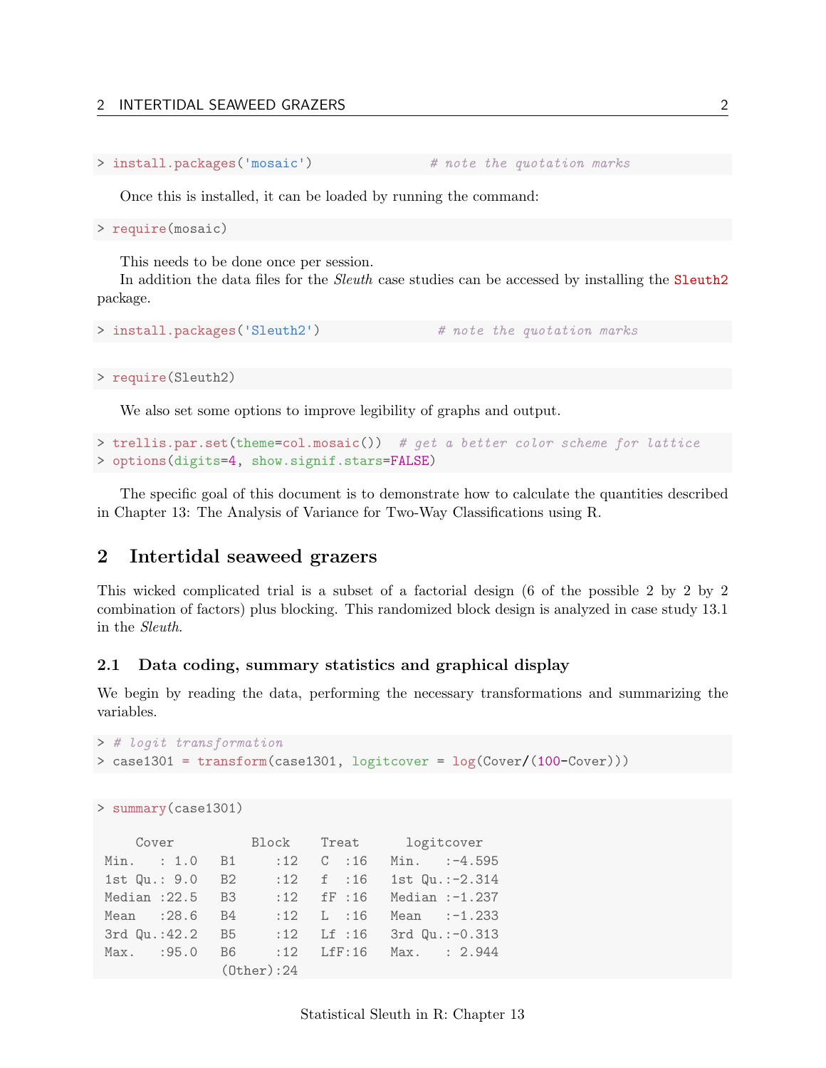```
> install.packages('mosaic')              # note the quotation marks
```

Once this is installed, it can be loaded by running the command:

```
> require(mosaic)
```

This needs to be done once per session.

In addition the data files for the *Sleuth* case studies can be accessed by installing the `Sleuth2` package.

```
> install.packages('Sleuth2')              # note the quotation marks
```

```
> require(Sleuth2)
```

We also set some options to improve legibility of graphs and output.

```
> trellis.par.set(theme=col.mosaic())  # get a better color scheme for lattice
> options(digits=4, show.signif.stars=FALSE)
```

The specific goal of this document is to demonstrate how to calculate the quantities described in Chapter 13: The Analysis of Variance for Two-Way Classifications using R.

## 2 Intertidal seaweed grazers

This wicked complicated trial is a subset of a factorial design (6 of the possible 2 by 2 by 2 combination of factors) plus blocking. This randomized block design is analyzed in case study 13.1 in the *Sleuth*.

### 2.1 Data coding, summary statistics and graphical display

We begin by reading the data, performing the necessary transformations and summarizing the variables.

```
> # logit transformation
> case1301 = transform(case1301, logitcover = log(Cover/(100-Cover)))
```

```
> summary(case1301)

     Cover          Block     Treat      logitcover    
 Min.   : 1.0   B1     :12   C  :16   Min.   :-4.595  
 1st Qu.: 9.0   B2     :12   f  :16   1st Qu.:-2.314  
 Median :22.5   B3     :12   fF :16   Median :-1.237  
 Mean   :28.6   B4     :12   L  :16   Mean   :-1.233  
 3rd Qu.:42.2   B5     :12   Lf :16   3rd Qu.:-0.313  
 Max.   :95.0   B6     :12   LfF:16   Max.   : 2.944  
                (Other):24
```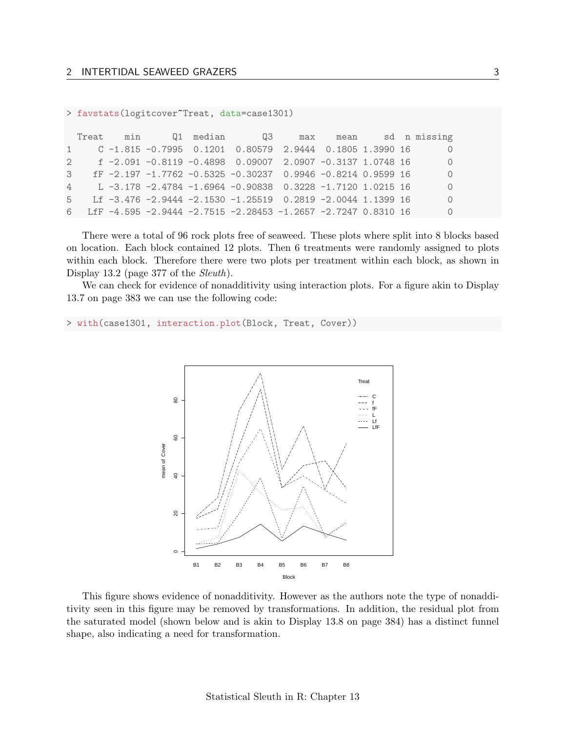```
> favstats(logitcover~Treat, data=case1301)

  Treat    min      Q1  median       Q3     max    mean     sd  n missing
1     C -1.815 -0.7995  0.1201  0.80579  2.9444  0.1805 1.3990 16       0
2     f -2.091 -0.8119 -0.4898  0.09007  2.0907 -0.3137 1.0748 16       0
3    fF -2.197 -1.7762 -0.5325 -0.30237  0.9946 -0.8214 0.9599 16       0
4     L -3.178 -2.4784 -1.6964 -0.90838  0.3228 -1.7120 1.0215 16       0
5    Lf -3.476 -2.9444 -2.1530 -1.25519  0.2819 -2.0044 1.1399 16       0
6   LfF -4.595 -2.9444 -2.7515 -2.28453 -1.2657 -2.7247 0.8310 16       0
```

There were a total of 96 rock plots free of seaweed. These plots where split into 8 blocks based on location. Each block contained 12 plots. Then 6 treatments were randomly assigned to plots within each block. Therefore there were two plots per treatment within each block, as shown in Display 13.2 (page 377 of the *Sleuth*).

We can check for evidence of nonadditivity using interaction plots. For a figure akin to Display 13.7 on page 383 we can use the following code:

```
> with(case1301, interaction.plot(Block, Treat, Cover))
```

Treat
C
f
fF
L
Lf
LfF

mean of Cover
0
20
40
60
80

B1 B2 B3 B4 B5 B6 B7 B8
Block

This figure shows evidence of nonadditivity. However as the authors note the type of nonadditivity seen in this figure may be removed by transformations. In addition, the residual plot from the saturated model (shown below and is akin to Display 13.8 on page 384) has a distinct funnel shape, also indicating a need for transformation.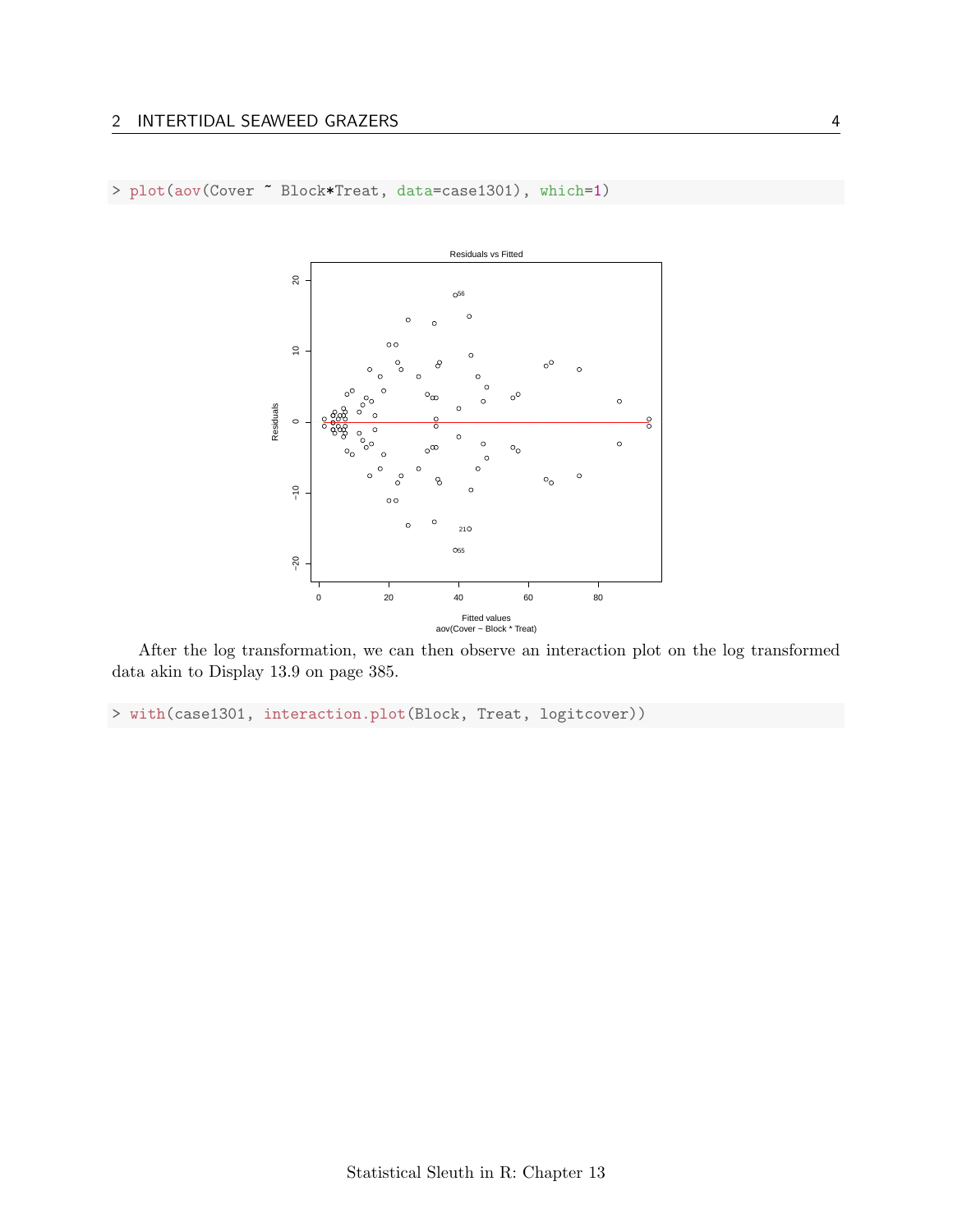```
> plot(aov(Cover ~ Block*Treat, data=case1301), which=1)
```

Residuals vs Fitted

Residuals

20
10
0
−10
−20

56
21
55

0
20
40
60
80

Fitted values
aov(Cover ~ Block * Treat)

After the log transformation, we can then observe an interaction plot on the log transformed data akin to Display 13.9 on page 385.

```
> with(case1301, interaction.plot(Block, Treat, logitcover))
```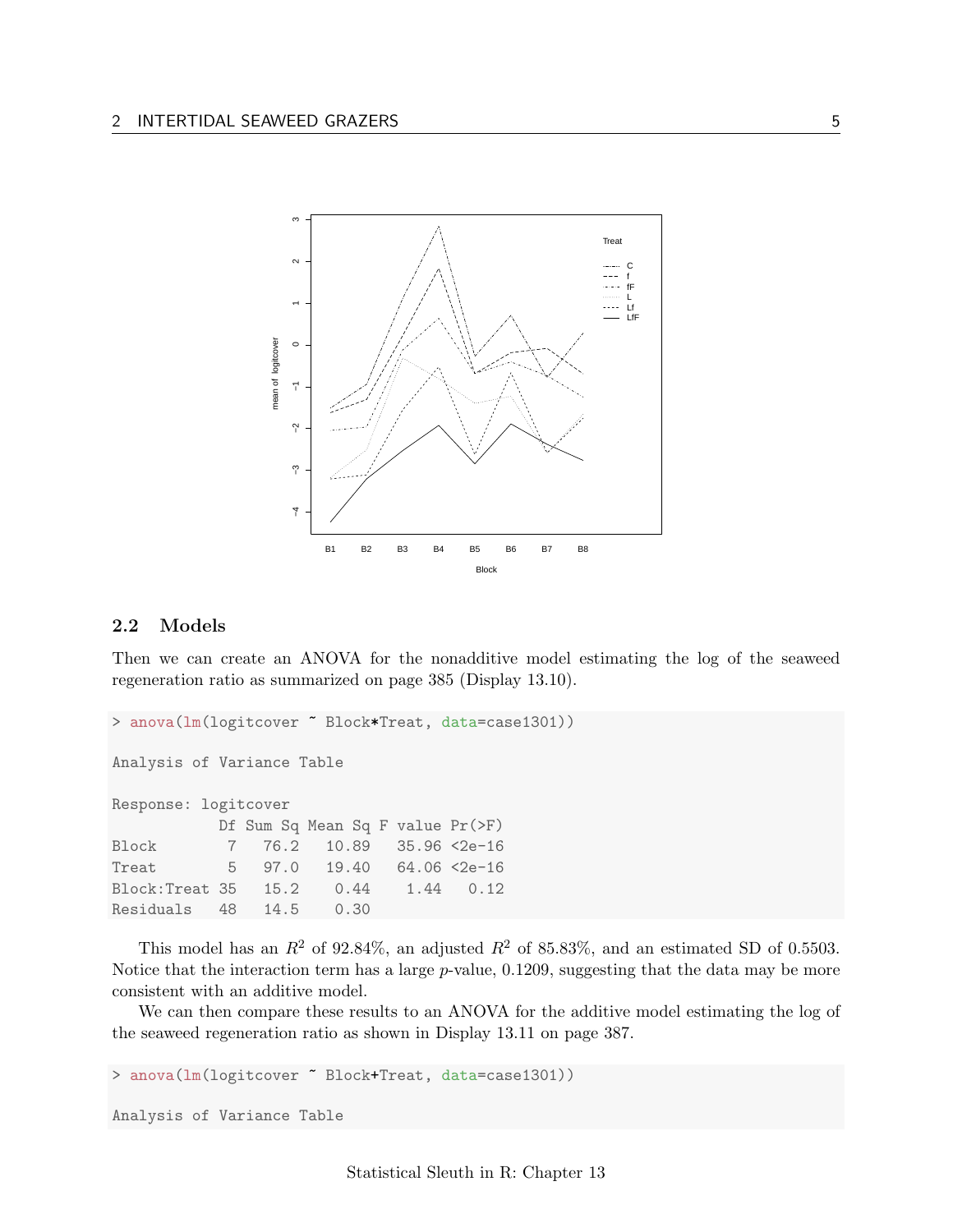mean of logitcover

3

2

1

0

−1

−2

−3

−4

B1 B2 B3 B4 B5 B6 B7 B8

Block

Treat

C
f
fF
L
Lf
LfF

### 2.2 Models

Then we can create an ANOVA for the nonadditive model estimating the log of the seaweed regeneration ratio as summarized on page 385 (Display 13.10).

```
> anova(lm(logitcover ~ Block*Treat, data=case1301))

Analysis of Variance Table

Response: logitcover
            Df Sum Sq Mean Sq F value Pr(>F)
Block        7   76.2   10.89   35.96 <2e-16
Treat        5   97.0   19.40   64.06 <2e-16
Block:Treat 35   15.2    0.44    1.44   0.12
Residuals   48   14.5    0.30
```

This model has an $R^2$ of 92.84%, an adjusted $R^2$ of 85.83%, and an estimated SD of 0.5503. Notice that the interaction term has a large $p$-value, 0.1209, suggesting that the data may be more consistent with an additive model.

We can then compare these results to an ANOVA for the additive model estimating the log of the seaweed regeneration ratio as shown in Display 13.11 on page 387.

```
> anova(lm(logitcover ~ Block+Treat, data=case1301))

Analysis of Variance Table
```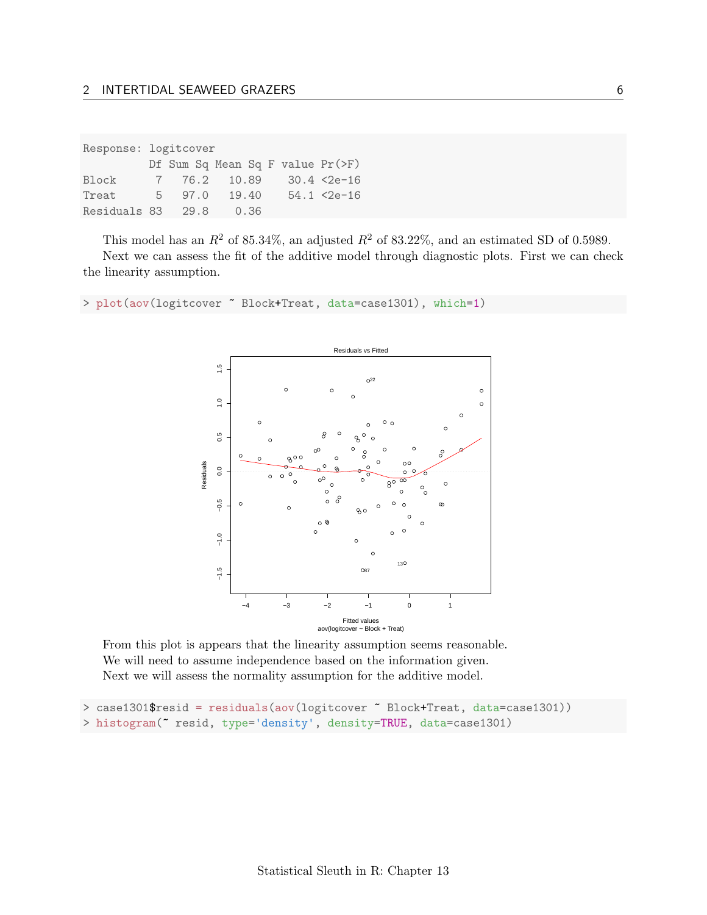```
Response: logitcover
          Df Sum Sq Mean Sq F value Pr(>F)
Block      7   76.2   10.89    30.4 <2e-16
Treat      5   97.0   19.40    54.1 <2e-16
Residuals 83   29.8    0.36
```

This model has an $R^2$ of 85.34%, an adjusted $R^2$ of 83.22%, and an estimated SD of 0.5989.

Next we can assess the fit of the additive model through diagnostic plots. First we can check the linearity assumption.

```
> plot(aov(logitcover ~ Block+Treat, data=case1301), which=1)
```

Residuals vs Fitted

Residuals

1.5
1.0
0.5
0.0
-0.5
-1.0
-1.5

22
13
87

-4
-3
-2
-1
0
1

Fitted values
aov(logitcover ~ Block + Treat)

From this plot is appears that the linearity assumption seems reasonable.

We will need to assume independence based on the information given.

Next we will assess the normality assumption for the additive model.

```
> case1301$resid = residuals(aov(logitcover ~ Block+Treat, data=case1301))
> histogram(~ resid, type='density', density=TRUE, data=case1301)
```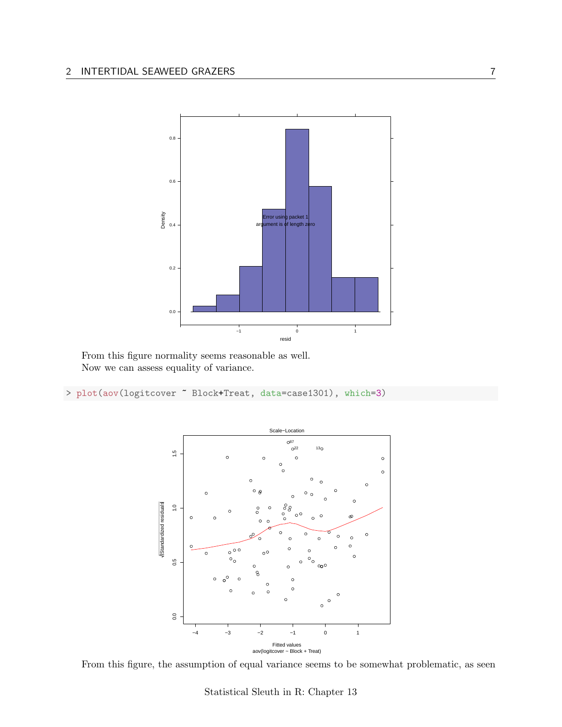Density

0.8

0.6

0.4

0.2

0.0

Error using packet 1
argument is of length zero

−1

0

1

resid

From this figure normality seems reasonable as well.
Now we can assess equality of variance.

```
> plot(aov(logitcover ~ Block+Treat, data=case1301), which=3)
```

Scale−Location

√|Standardized residuals|

1.5

1.0

0.5

0.0

87

22

13

−4

−3

−2

−1

0

1

Fitted values
aov(logitcover ~ Block + Treat)

From this figure, the assumption of equal variance seems to be somewhat problematic, as seen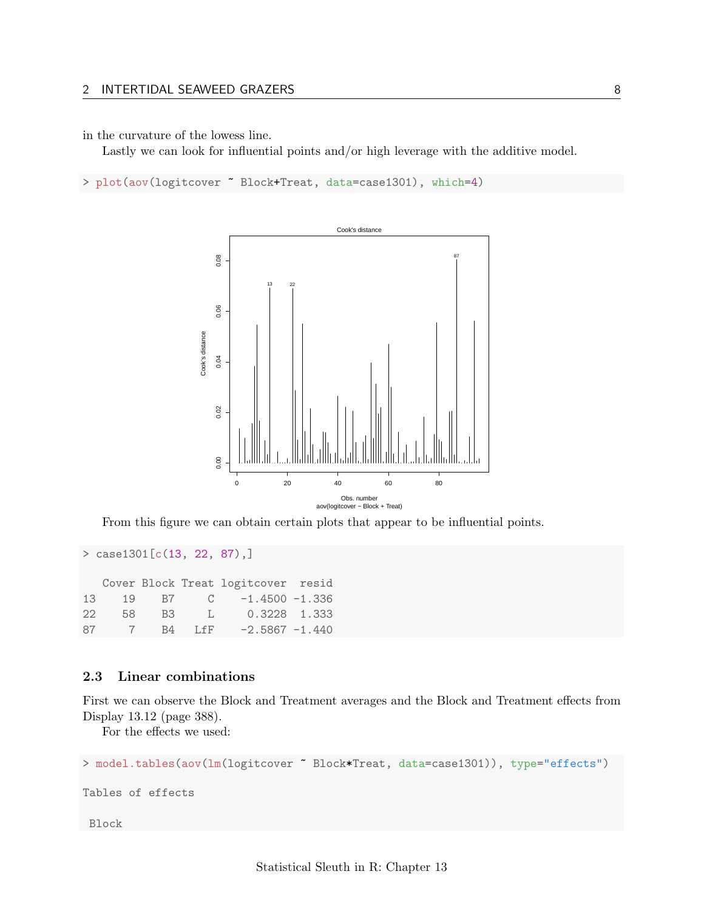in the curvature of the lowess line.

Lastly we can look for influential points and/or high leverage with the additive model.

```
> plot(aov(logitcover ~ Block+Treat, data=case1301), which=4)
```

Cook's distance

Cook's distance

0.00 0.02 0.04 0.06 0.08

13 22 87

0 20 40 60 80

Obs. number
aov(logitcover ~ Block + Treat)

From this figure we can obtain certain plots that appear to be influential points.

```
> case1301[c(13, 22, 87),]

   Cover Block Treat logitcover  resid
13    19    B7     C    -1.4500 -1.336
22    58    B3     L     0.3228  1.333
87     7    B4   LfF    -2.5867 -1.440
```

### 2.3 Linear combinations

First we can observe the Block and Treatment averages and the Block and Treatment effects from Display 13.12 (page 388).

For the effects we used:

```
> model.tables(aov(lm(logitcover ~ Block*Treat, data=case1301)), type="effects")

Tables of effects

 Block
```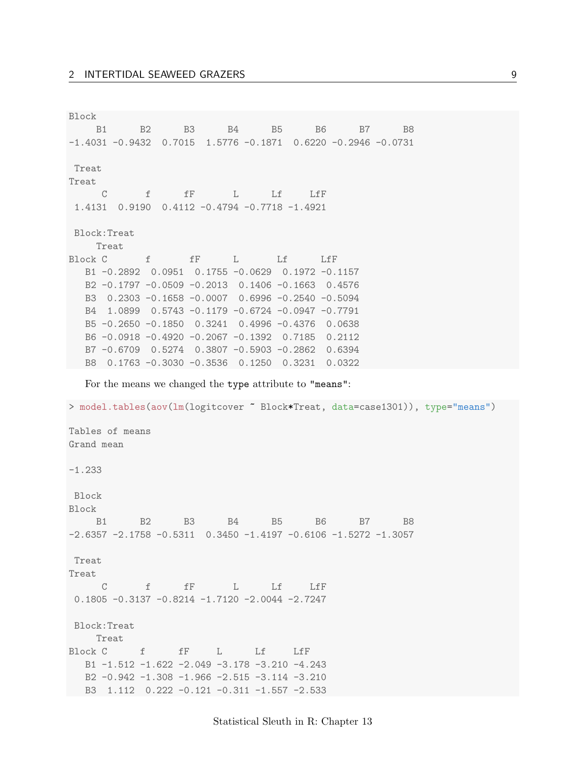```
Block
     B1      B2      B3      B4      B5      B6      B7      B8 
-1.4031 -0.9432  0.7015  1.5776 -0.1871  0.6220 -0.2946 -0.0731 

 Treat 
Treat
      C       f      fF       L      Lf     LfF 
 1.4131  0.9190  0.4112 -0.4794 -0.7718 -1.4921 

 Block:Treat 
     Treat
Block C       f       fF      L       Lf      LfF    
   B1 -0.2892  0.0951  0.1755 -0.0629  0.1972 -0.1157
   B2 -0.1797 -0.0509 -0.2013  0.1406 -0.1663  0.4576
   B3  0.2303 -0.1658 -0.0007  0.6996 -0.2540 -0.5094
   B4  1.0899  0.5743 -0.1179 -0.6724 -0.0947 -0.7791
   B5 -0.2650 -0.1850  0.3241  0.4996 -0.4376  0.0638
   B6 -0.0918 -0.4920 -0.2067 -0.1392  0.7185  0.2112
   B7 -0.6709  0.5274  0.3807 -0.5903 -0.2862  0.6394
   B8  0.1763 -0.3030 -0.3536  0.1250  0.3231  0.0322
```

For the means we changed the `type` attribute to `"means"`:

```
> model.tables(aov(lm(logitcover ~ Block*Treat, data=case1301)), type="means")

Tables of means
Grand mean
          
-1.233 

 Block 
Block
     B1      B2      B3      B4      B5      B6      B7      B8 
-2.6357 -2.1758 -0.5311  0.3450 -1.4197 -0.6106 -1.5272 -1.3057 

 Treat 
Treat
      C       f      fF       L      Lf     LfF 
 0.1805 -0.3137 -0.8214 -1.7120 -2.0044 -2.7247 

 Block:Treat 
     Treat
Block C      f      fF     L      Lf     LfF   
   B1 -1.512 -1.622 -2.049 -3.178 -3.210 -4.243
   B2 -0.942 -1.308 -1.966 -2.515 -3.114 -3.210
   B3  1.112  0.222 -0.121 -0.311 -1.557 -2.533
```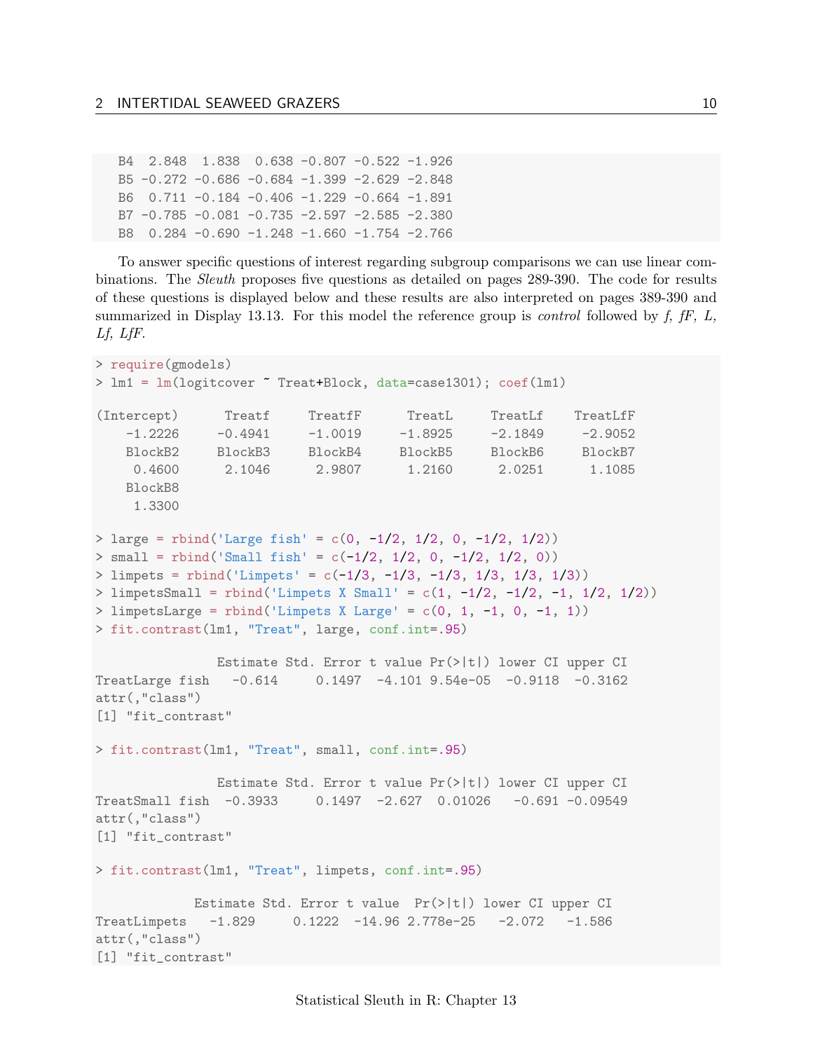```
   B4  2.848  1.838  0.638 -0.807 -0.522 -1.926
   B5 -0.272 -0.686 -0.684 -1.399 -2.629 -2.848
   B6  0.711 -0.184 -0.406 -1.229 -0.664 -1.891
   B7 -0.785 -0.081 -0.735 -2.597 -2.585 -2.380
   B8  0.284 -0.690 -1.248 -1.660 -1.754 -2.766
```

To answer specific questions of interest regarding subgroup comparisons we can use linear combinations. The *Sleuth* proposes five questions as detailed on pages 289-390. The code for results of these questions is displayed below and these results are also interpreted on pages 389-390 and summarized in Display 13.13. For this model the reference group is *control* followed by *f, fF, L, Lf, LfF*.

```
> require(gmodels)
> lm1 = lm(logitcover ~ Treat+Block, data=case1301); coef(lm1)

(Intercept)      Treatf     TreatfF      TreatL     TreatLf    TreatLfF
    -1.2226     -0.4941     -1.0019     -1.8925     -2.1849     -2.9052
    BlockB2     BlockB3     BlockB4     BlockB5     BlockB6     BlockB7
     0.4600      2.1046      2.9807      1.2160      2.0251      1.1085
    BlockB8
     1.3300

> large = rbind('Large fish' = c(0, -1/2, 1/2, 0, -1/2, 1/2))
> small = rbind('Small fish' = c(-1/2, 1/2, 0, -1/2, 1/2, 0))
> limpets = rbind('Limpets' = c(-1/3, -1/3, -1/3, 1/3, 1/3, 1/3))
> limpetsSmall = rbind('Limpets X Small' = c(1, -1/2, -1/2, -1, 1/2, 1/2))
> limpetsLarge = rbind('Limpets X Large' = c(0, 1, -1, 0, -1, 1))
> fit.contrast(lm1, "Treat", large, conf.int=.95)

                Estimate Std. Error t value Pr(>|t|) lower CI upper CI
TreatLarge fish   -0.614     0.1497  -4.101 9.54e-05  -0.9118  -0.3162
attr(,"class")
[1] "fit_contrast"

> fit.contrast(lm1, "Treat", small, conf.int=.95)

                Estimate Std. Error t value Pr(>|t|) lower CI upper CI
TreatSmall fish  -0.3933     0.1497  -2.627  0.01026   -0.691 -0.09549
attr(,"class")
[1] "fit_contrast"

> fit.contrast(lm1, "Treat", limpets, conf.int=.95)

             Estimate Std. Error t value  Pr(>|t|) lower CI upper CI
TreatLimpets   -1.829     0.1222  -14.96 2.778e-25   -2.072   -1.586
attr(,"class")
[1] "fit_contrast"
```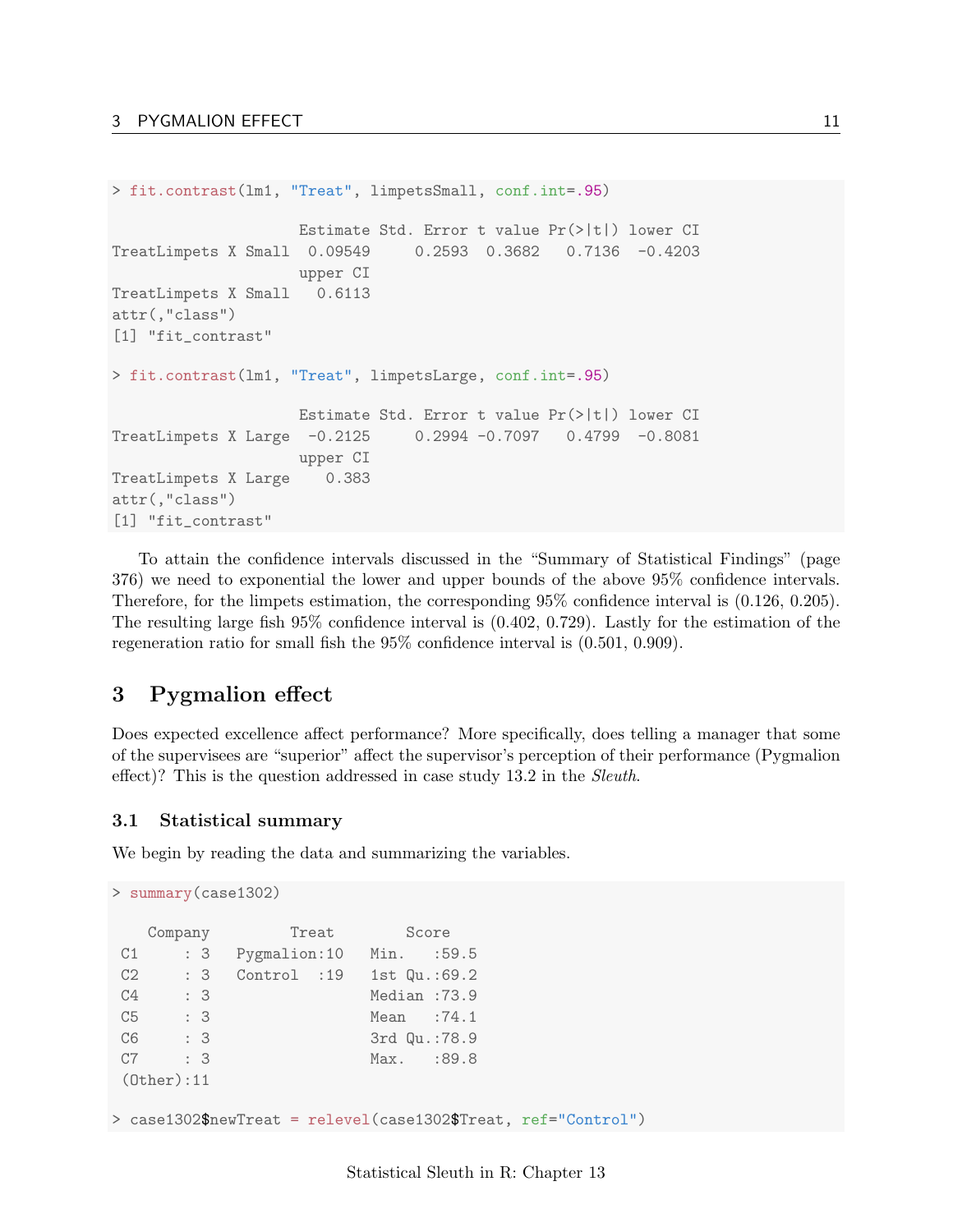```
> fit.contrast(lm1, "Treat", limpetsSmall, conf.int=.95)

                     Estimate Std. Error t value Pr(>|t|) lower CI
TreatLimpets X Small  0.09549     0.2593  0.3682   0.7136  -0.4203
                     upper CI
TreatLimpets X Small   0.6113
attr(,"class")
[1] "fit_contrast"

> fit.contrast(lm1, "Treat", limpetsLarge, conf.int=.95)

                     Estimate Std. Error t value Pr(>|t|) lower CI
TreatLimpets X Large  -0.2125     0.2994 -0.7097   0.4799  -0.8081
                     upper CI
TreatLimpets X Large    0.383
attr(,"class")
[1] "fit_contrast"
```

To attain the confidence intervals discussed in the "Summary of Statistical Findings" (page 376) we need to exponential the lower and upper bounds of the above 95% confidence intervals. Therefore, for the limpets estimation, the corresponding 95% confidence interval is (0.126, 0.205). The resulting large fish 95% confidence interval is (0.402, 0.729). Lastly for the estimation of the regeneration ratio for small fish the 95% confidence interval is (0.501, 0.909).

# 3 Pygmalion effect

Does expected excellence affect performance? More specifically, does telling a manager that some of the supervisees are "superior" affect the supervisor's perception of their performance (Pygmalion effect)? This is the question addressed in case study 13.2 in the *Sleuth*.

## 3.1 Statistical summary

We begin by reading the data and summarizing the variables.

```
> summary(case1302)

    Company         Treat        Score
 C1     : 3   Pygmalion:10   Min.   :59.5
 C2     : 3   Control  :19   1st Qu.:69.2
 C4     : 3                  Median :73.9
 C5     : 3                  Mean   :74.1
 C6     : 3                  3rd Qu.:78.9
 C7     : 3                  Max.   :89.8
 (Other):11

> case1302$newTreat = relevel(case1302$Treat, ref="Control")
```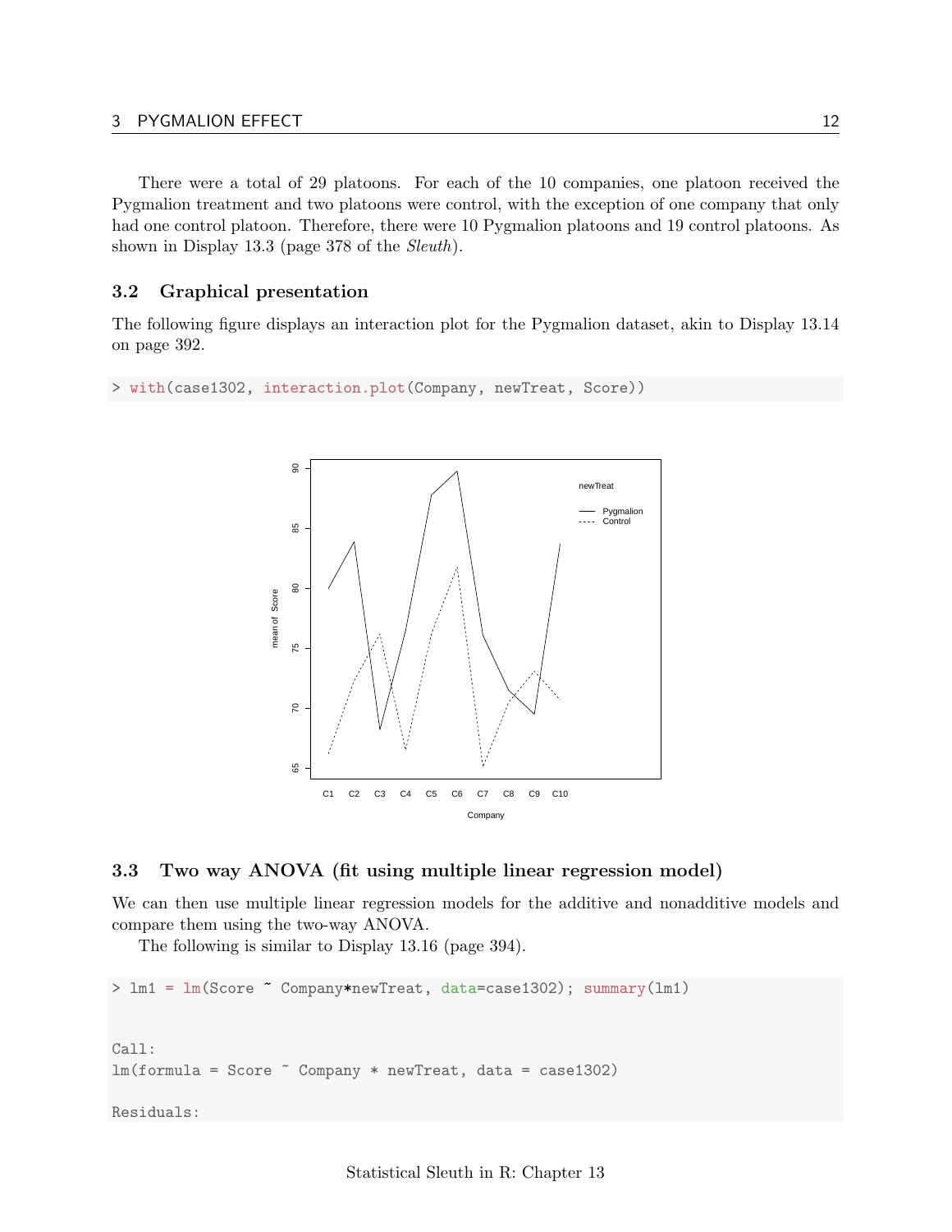There were a total of 29 platoons. For each of the 10 companies, one platoon received the Pygmalion treatment and two platoons were control, with the exception of one company that only had one control platoon. Therefore, there were 10 Pygmalion platoons and 19 control platoons. As shown in Display 13.3 (page 378 of the *Sleuth*).

## 3.2 Graphical presentation

The following figure displays an interaction plot for the Pygmalion dataset, akin to Display 13.14 on page 392.

```
> with(case1302, interaction.plot(Company, newTreat, Score))
```

newTreat
Pygmalion
Control
mean of Score
65
70
75
80
85
90
C1 C2 C3 C4 C5 C6 C7 C8 C9 C10
Company

## 3.3 Two way ANOVA (fit using multiple linear regression model)

We can then use multiple linear regression models for the additive and nonadditive models and compare them using the two-way ANOVA.

The following is similar to Display 13.16 (page 394).

```
> lm1 = lm(Score ~ Company*newTreat, data=case1302); summary(lm1)


Call:
lm(formula = Score ~ Company * newTreat, data = case1302)

Residuals:
```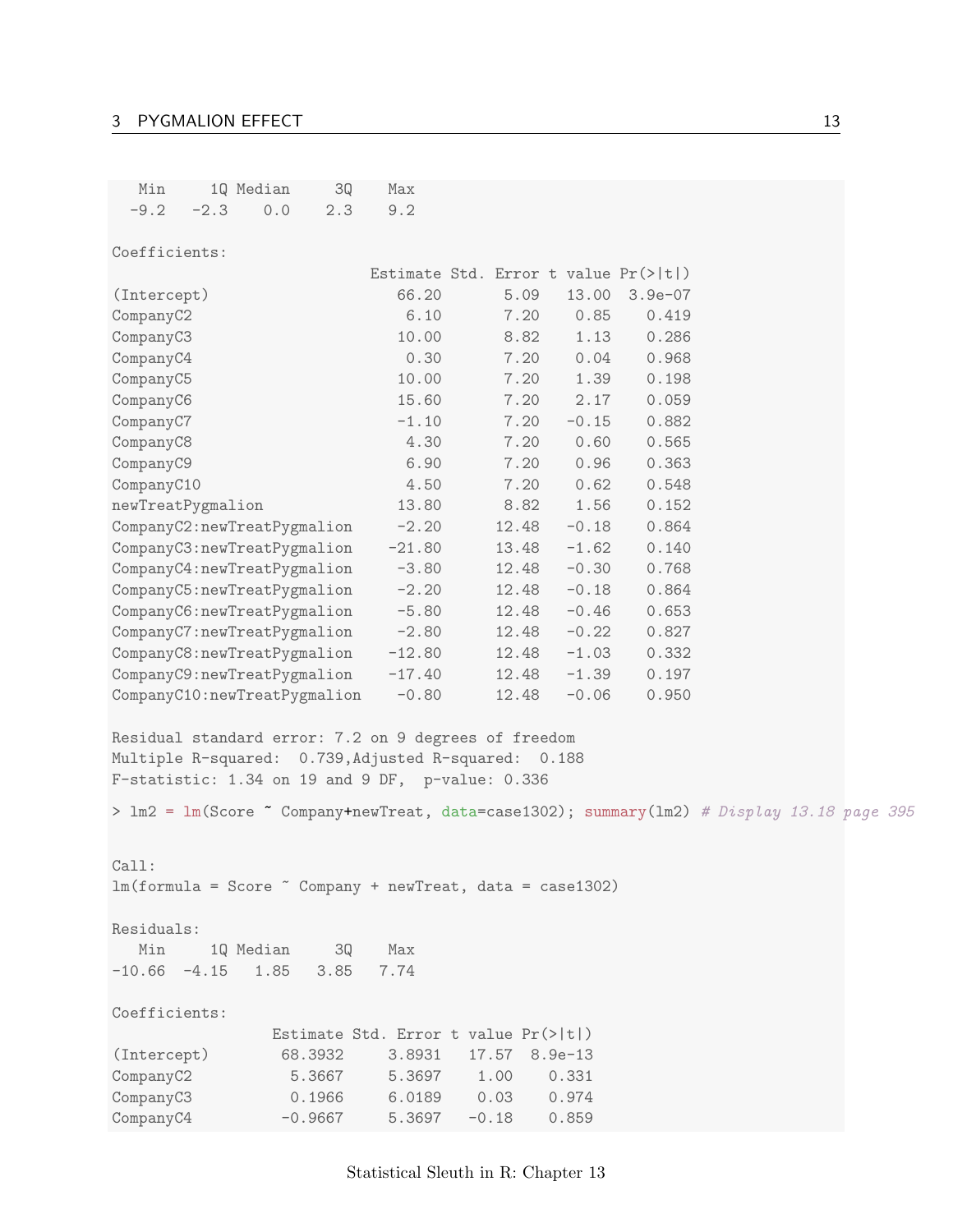```
   Min     1Q Median     3Q    Max
  -9.2   -2.3    0.0    2.3    9.2

Coefficients:
                             Estimate Std. Error t value Pr(>|t|)
(Intercept)                     66.20       5.09   13.00  3.9e-07
CompanyC2                        6.10       7.20    0.85    0.419
CompanyC3                       10.00       8.82    1.13    0.286
CompanyC4                        0.30       7.20    0.04    0.968
CompanyC5                       10.00       7.20    1.39    0.198
CompanyC6                       15.60       7.20    2.17    0.059
CompanyC7                       -1.10       7.20   -0.15    0.882
CompanyC8                        4.30       7.20    0.60    0.565
CompanyC9                        6.90       7.20    0.96    0.363
CompanyC10                       4.50       7.20    0.62    0.548
newTreatPygmalion               13.80       8.82    1.56    0.152
CompanyC2:newTreatPygmalion     -2.20      12.48   -0.18    0.864
CompanyC3:newTreatPygmalion    -21.80      13.48   -1.62    0.140
CompanyC4:newTreatPygmalion     -3.80      12.48   -0.30    0.768
CompanyC5:newTreatPygmalion     -2.20      12.48   -0.18    0.864
CompanyC6:newTreatPygmalion     -5.80      12.48   -0.46    0.653
CompanyC7:newTreatPygmalion     -2.80      12.48   -0.22    0.827
CompanyC8:newTreatPygmalion    -12.80      12.48   -1.03    0.332
CompanyC9:newTreatPygmalion    -17.40      12.48   -1.39    0.197
CompanyC10:newTreatPygmalion    -0.80      12.48   -0.06    0.950

Residual standard error: 7.2 on 9 degrees of freedom
Multiple R-squared:  0.739,Adjusted R-squared:  0.188
F-statistic: 1.34 on 19 and 9 DF,  p-value: 0.336
```

```
> lm2 = lm(Score ~ Company+newTreat, data=case1302); summary(lm2) # Display 13.18 page 395
```

```
Call:
lm(formula = Score ~ Company + newTreat, data = case1302)

Residuals:
   Min     1Q Median     3Q    Max
-10.66  -4.15   1.85   3.85   7.74

Coefficients:
                  Estimate Std. Error t value Pr(>|t|)
(Intercept)        68.3932     3.8931   17.57  8.9e-13
CompanyC2           5.3667     5.3697    1.00    0.331
CompanyC3           0.1966     6.0189    0.03    0.974
CompanyC4          -0.9667     5.3697   -0.18    0.859
```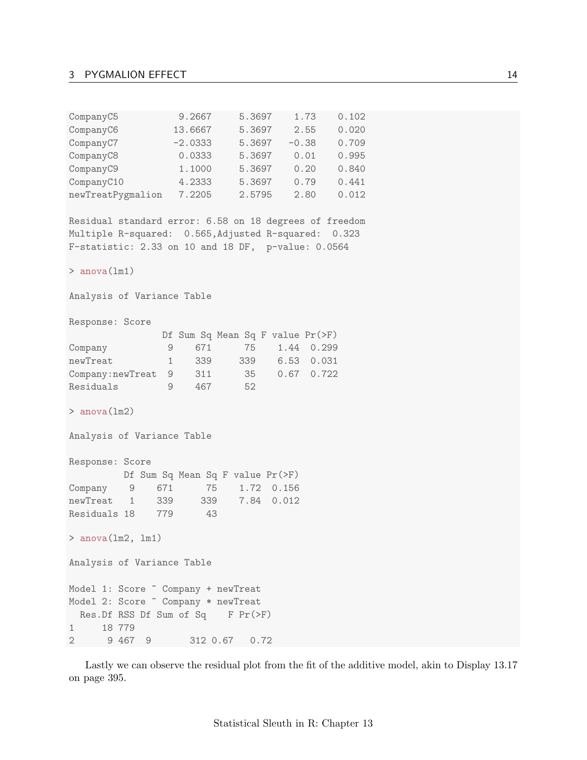```
CompanyC5           9.2667     5.3697    1.73    0.102
CompanyC6          13.6667     5.3697    2.55    0.020
CompanyC7          -2.0333     5.3697   -0.38    0.709
CompanyC8           0.0333     5.3697    0.01    0.995
CompanyC9           1.1000     5.3697    0.20    0.840
CompanyC10          4.2333     5.3697    0.79    0.441
newTreatPygmalion   7.2205     2.5795    2.80    0.012

Residual standard error: 6.58 on 18 degrees of freedom
Multiple R-squared:  0.565,Adjusted R-squared:  0.323
F-statistic: 2.33 on 10 and 18 DF,  p-value: 0.0564

> anova(lm1)

Analysis of Variance Table

Response: Score
                 Df Sum Sq Mean Sq F value Pr(>F)
Company           9    671      75    1.44  0.299
newTreat          1    339     339    6.53  0.031
Company:newTreat  9    311      35    0.67  0.722
Residuals         9    467      52

> anova(lm2)

Analysis of Variance Table

Response: Score
          Df Sum Sq Mean Sq F value Pr(>F)
Company    9    671      75    1.72  0.156
newTreat   1    339     339    7.84  0.012
Residuals 18    779      43

> anova(lm2, lm1)

Analysis of Variance Table

Model 1: Score ~ Company + newTreat
Model 2: Score ~ Company * newTreat
  Res.Df RSS Df Sum of Sq    F Pr(>F)
1     18 779
2      9 467  9       312 0.67   0.72
```

Lastly we can observe the residual plot from the fit of the additive model, akin to Display 13.17 on page 395.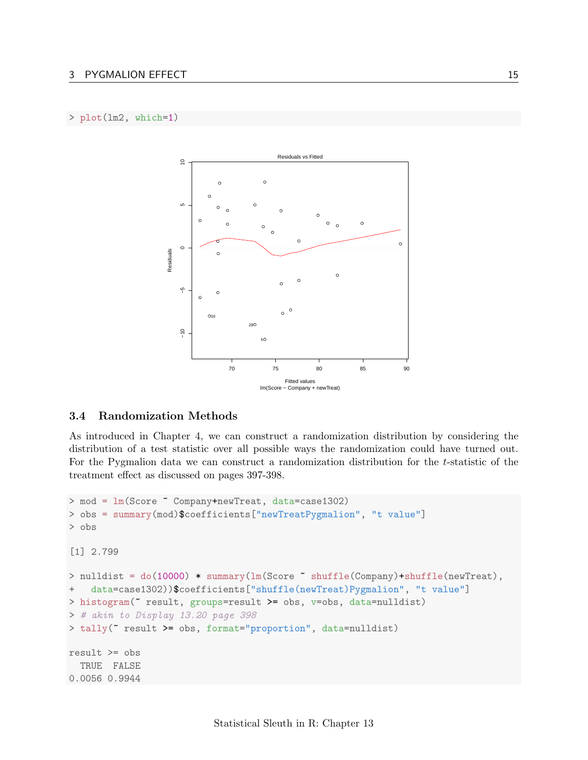```
> plot(lm2, which=1)
```

Residuals vs Fitted

10
5
0
−5
−10

Residuals

10
28
5

70
75
80
85
90

Fitted values
lm(Score ~ Company + newTreat)

### 3.4 Randomization Methods

As introduced in Chapter 4, we can construct a randomization distribution by considering the distribution of a test statistic over all possible ways the randomization could have turned out. For the Pygmalion data we can construct a randomization distribution for the $t$-statistic of the treatment effect as discussed on pages 397-398.

```
> mod = lm(Score ~ Company+newTreat, data=case1302)
> obs = summary(mod)$coefficients["newTreatPygmalion", "t value"]
> obs

[1] 2.799

> nulldist = do(10000) * summary(lm(Score ~ shuffle(Company)+shuffle(newTreat),
+   data=case1302))$coefficients["shuffle(newTreat)Pygmalion", "t value"]
> histogram(~ result, groups=result >= obs, v=obs, data=nulldist)
> # akin to Display 13.20 page 398
> tally(~ result >= obs, format="proportion", data=nulldist)

result >= obs
  TRUE  FALSE
0.0056 0.9944
```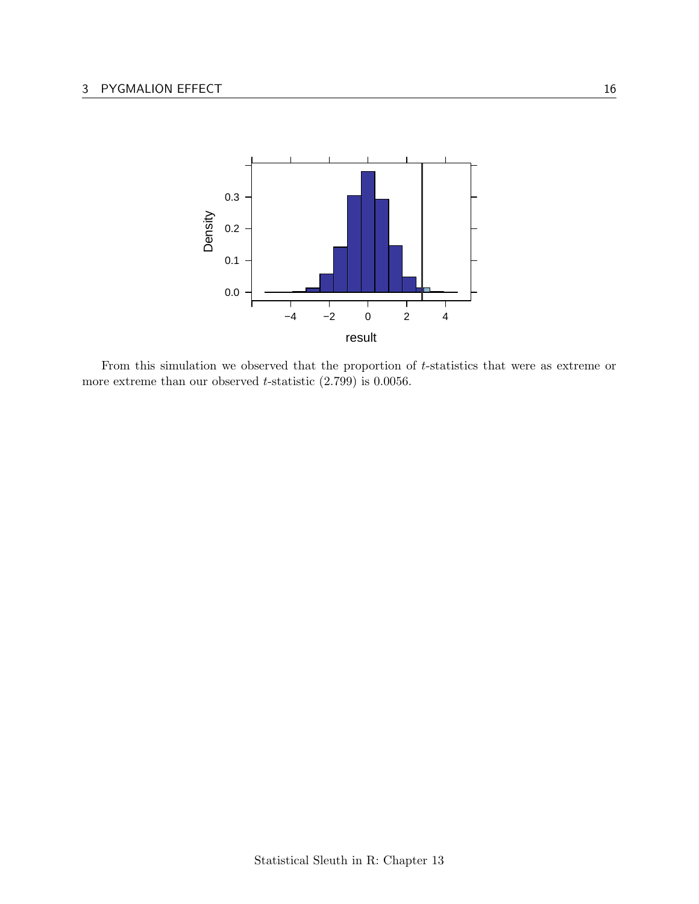Density

0.0

0.1

0.2

0.3

−4

−2

0

2

4

result

From this simulation we observed that the proportion of $t$-statistics that were as extreme or more extreme than our observed $t$-statistic (2.799) is 0.0056.